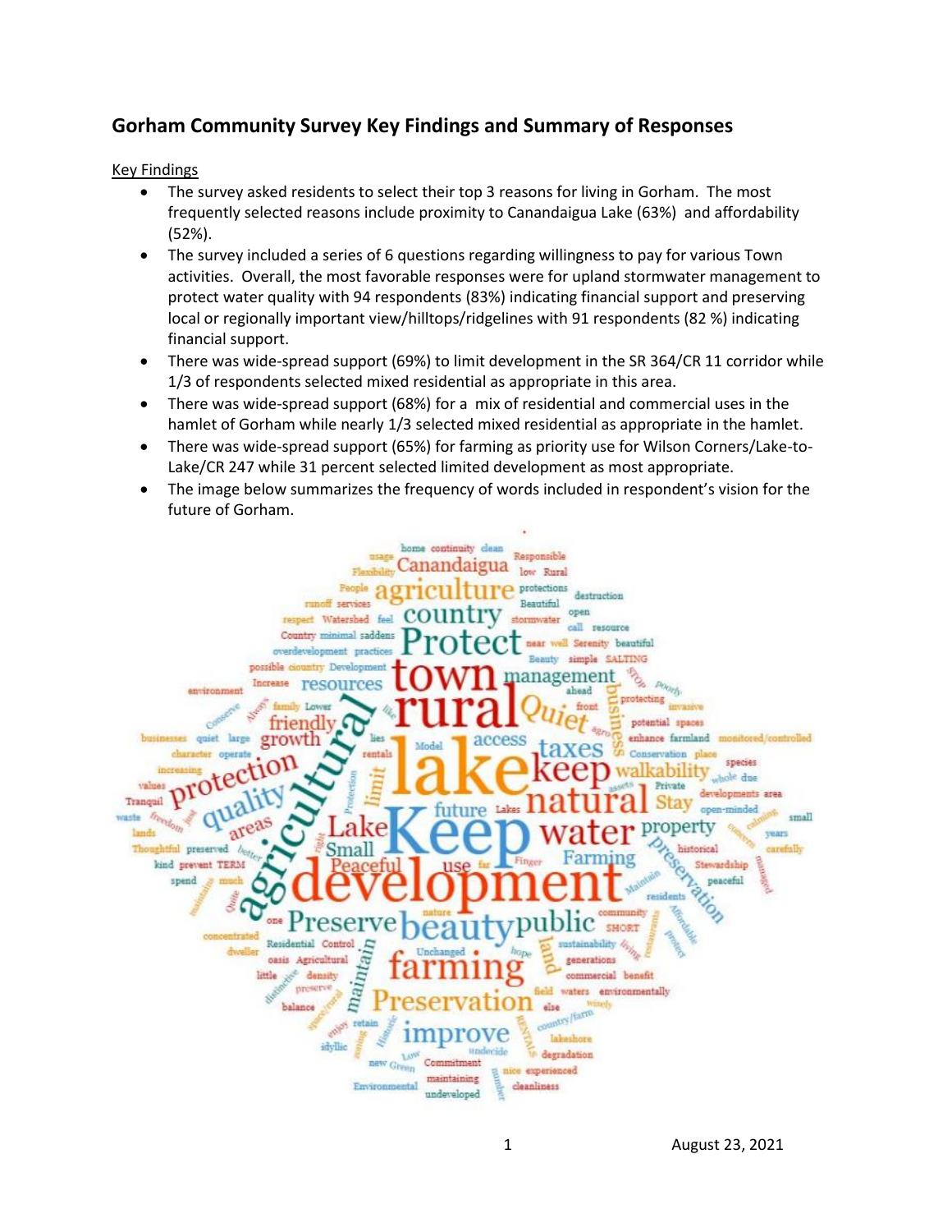## Gorham Community Survey Key Findings and Summary of Responses

Key Findings

- The survey asked residents to select their top 3 reasons for living in Gorham. The most frequently selected reasons include proximity to Canandaigua Lake (63%) and affordability (52%).
- The survey included a series of 6 questions regarding willingness to pay for various Town activities. Overall, the most favorable responses were for upland stormwater management to protect water quality with 94 respondents (83%) indicating financial support and preserving local or regionally important view/hilltops/ridgelines with 91 respondents (82 %) indicating financial support.
- There was wide-spread support (69%) to limit development in the SR 364/CR 11 corridor while 1/3 of respondents selected mixed residential as appropriate in this area.
- There was wide-spread support (68%) for a mix of residential and commercial uses in the hamlet of Gorham while nearly 1/3 selected mixed residential as appropriate in the hamlet.
- There was wide-spread support (65%) for farming as priority use for Wilson Corners/Lake-to-Lake/CR 247 while 31 percent selected limited development as most appropriate.
- The image below summarizes the frequency of words included in respondent's vision for the future of Gorham.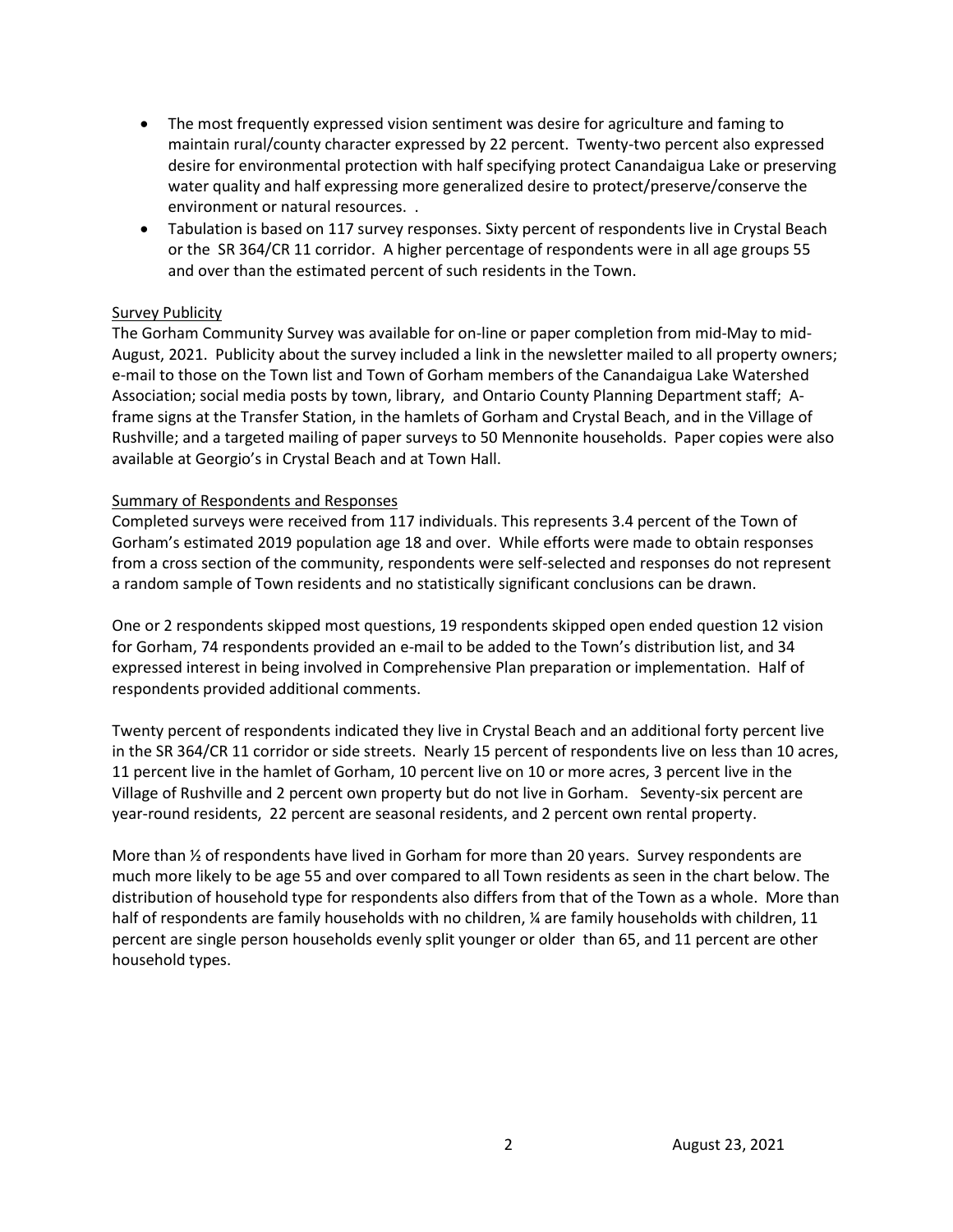- The most frequently expressed vision sentiment was desire for agriculture and faming to maintain rural/county character expressed by 22 percent. Twenty-two percent also expressed desire for environmental protection with half specifying protect Canandaigua Lake or preserving water quality and half expressing more generalized desire to protect/preserve/conserve the environment or natural resources. .
- Tabulation is based on 117 survey responses. Sixty percent of respondents live in Crystal Beach or the SR 364/CR 11 corridor. A higher percentage of respondents were in all age groups 55 and over than the estimated percent of such residents in the Town.

### Survey Publicity

The Gorham Community Survey was available for on-line or paper completion from mid-May to mid-August, 2021. Publicity about the survey included a link in the newsletter mailed to all property owners; e-mail to those on the Town list and Town of Gorham members of the Canandaigua Lake Watershed Association; social media posts by town, library, and Ontario County Planning Department staff; A-frame signs at the Transfer Station, in the hamlets of Gorham and Crystal Beach, and in the Village of Rushville; and a targeted mailing of paper surveys to 50 Mennonite households. Paper copies were also available at Georgio's in Crystal Beach and at Town Hall.

### Summary of Respondents and Responses

Completed surveys were received from 117 individuals. This represents 3.4 percent of the Town of Gorham's estimated 2019 population age 18 and over. While efforts were made to obtain responses from a cross section of the community, respondents were self-selected and responses do not represent a random sample of Town residents and no statistically significant conclusions can be drawn.

One or 2 respondents skipped most questions, 19 respondents skipped open ended question 12 vision for Gorham, 74 respondents provided an e-mail to be added to the Town's distribution list, and 34 expressed interest in being involved in Comprehensive Plan preparation or implementation. Half of respondents provided additional comments.

Twenty percent of respondents indicated they live in Crystal Beach and an additional forty percent live in the SR 364/CR 11 corridor or side streets. Nearly 15 percent of respondents live on less than 10 acres, 11 percent live in the hamlet of Gorham, 10 percent live on 10 or more acres, 3 percent live in the Village of Rushville and 2 percent own property but do not live in Gorham. Seventy-six percent are year-round residents, 22 percent are seasonal residents, and 2 percent own rental property.

More than ½ of respondents have lived in Gorham for more than 20 years. Survey respondents are much more likely to be age 55 and over compared to all Town residents as seen in the chart below. The distribution of household type for respondents also differs from that of the Town as a whole. More than half of respondents are family households with no children, ¼ are family households with children, 11 percent are single person households evenly split younger or older than 65, and 11 percent are other household types.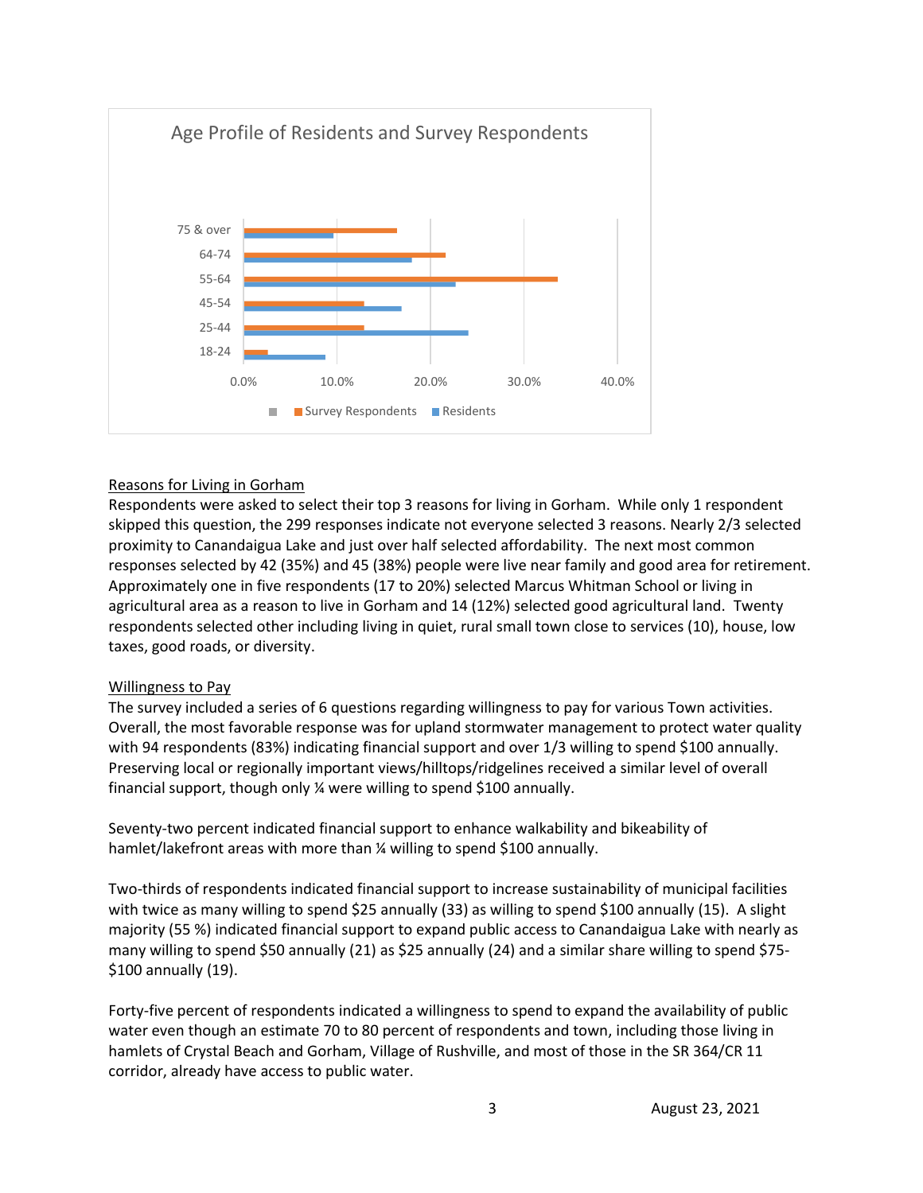Age Profile of Residents and Survey Respondents

Reasons for Living in Gorham

Respondents were asked to select their top 3 reasons for living in Gorham. While only 1 respondent skipped this question, the 299 responses indicate not everyone selected 3 reasons. Nearly 2/3 selected proximity to Canandaigua Lake and just over half selected affordability. The next most common responses selected by 42 (35%) and 45 (38%) people were live near family and good area for retirement. Approximately one in five respondents (17 to 20%) selected Marcus Whitman School or living in agricultural area as a reason to live in Gorham and 14 (12%) selected good agricultural land. Twenty respondents selected other including living in quiet, rural small town close to services (10), house, low taxes, good roads, or diversity.

Willingness to Pay

The survey included a series of 6 questions regarding willingness to pay for various Town activities. Overall, the most favorable response was for upland stormwater management to protect water quality with 94 respondents (83%) indicating financial support and over 1/3 willing to spend $100 annually. Preserving local or regionally important views/hilltops/ridgelines received a similar level of overall financial support, though only ¼ were willing to spend $100 annually.

Seventy-two percent indicated financial support to enhance walkability and bikeability of hamlet/lakefront areas with more than ¼ willing to spend $100 annually.

Two-thirds of respondents indicated financial support to increase sustainability of municipal facilities with twice as many willing to spend $25 annually (33) as willing to spend $100 annually (15). A slight majority (55 %) indicated financial support to expand public access to Canandaigua Lake with nearly as many willing to spend $50 annually (21) as $25 annually (24) and a similar share willing to spend $75-$100 annually (19).

Forty-five percent of respondents indicated a willingness to spend to expand the availability of public water even though an estimate 70 to 80 percent of respondents and town, including those living in hamlets of Crystal Beach and Gorham, Village of Rushville, and most of those in the SR 364/CR 11 corridor, already have access to public water.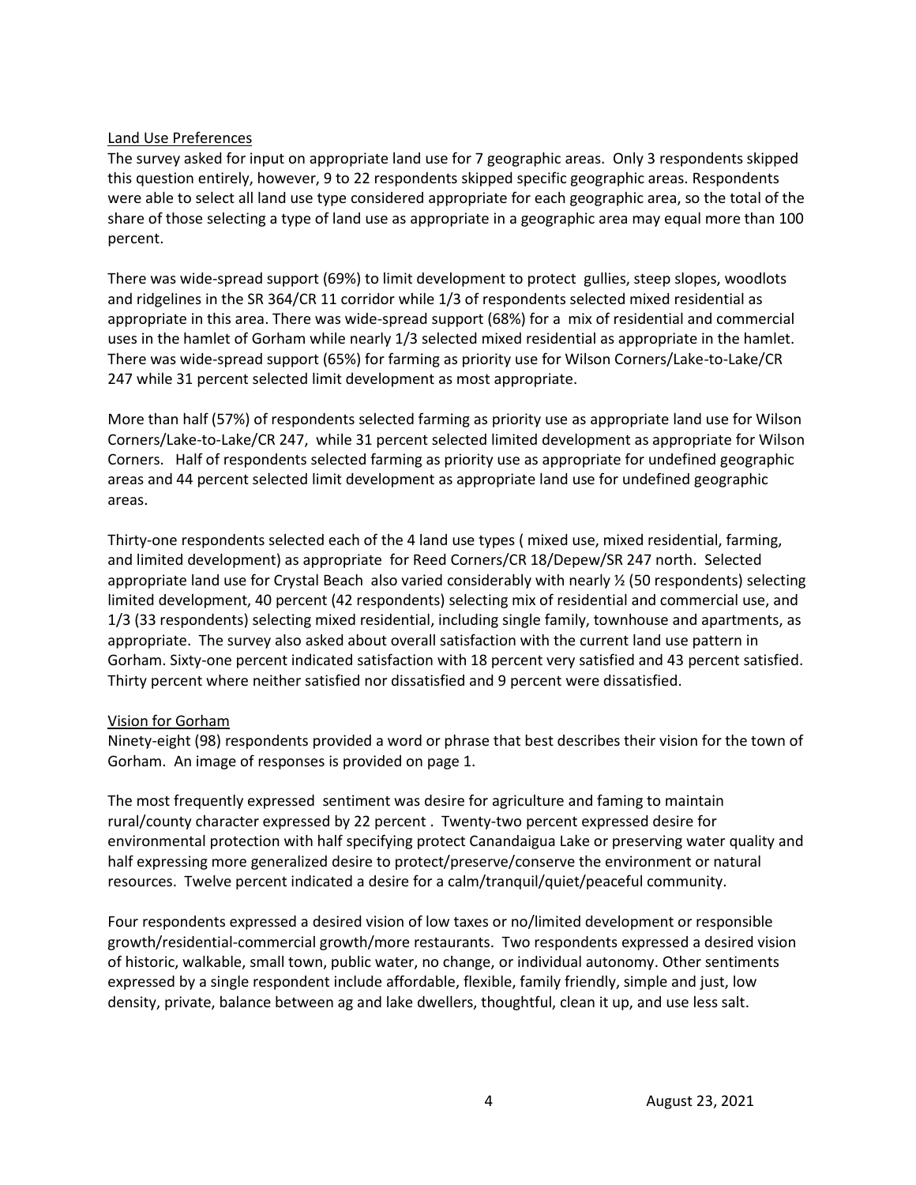## Land Use Preferences

The survey asked for input on appropriate land use for 7 geographic areas. Only 3 respondents skipped this question entirely, however, 9 to 22 respondents skipped specific geographic areas. Respondents were able to select all land use type considered appropriate for each geographic area, so the total of the share of those selecting a type of land use as appropriate in a geographic area may equal more than 100 percent.

There was wide-spread support (69%) to limit development to protect gullies, steep slopes, woodlots and ridgelines in the SR 364/CR 11 corridor while 1/3 of respondents selected mixed residential as appropriate in this area. There was wide-spread support (68%) for a mix of residential and commercial uses in the hamlet of Gorham while nearly 1/3 selected mixed residential as appropriate in the hamlet. There was wide-spread support (65%) for farming as priority use for Wilson Corners/Lake-to-Lake/CR 247 while 31 percent selected limit development as most appropriate.

More than half (57%) of respondents selected farming as priority use as appropriate land use for Wilson Corners/Lake-to-Lake/CR 247, while 31 percent selected limited development as appropriate for Wilson Corners. Half of respondents selected farming as priority use as appropriate for undefined geographic areas and 44 percent selected limit development as appropriate land use for undefined geographic areas.

Thirty-one respondents selected each of the 4 land use types ( mixed use, mixed residential, farming, and limited development) as appropriate for Reed Corners/CR 18/Depew/SR 247 north. Selected appropriate land use for Crystal Beach also varied considerably with nearly ½ (50 respondents) selecting limited development, 40 percent (42 respondents) selecting mix of residential and commercial use, and 1/3 (33 respondents) selecting mixed residential, including single family, townhouse and apartments, as appropriate. The survey also asked about overall satisfaction with the current land use pattern in Gorham. Sixty-one percent indicated satisfaction with 18 percent very satisfied and 43 percent satisfied. Thirty percent where neither satisfied nor dissatisfied and 9 percent were dissatisfied.

## Vision for Gorham

Ninety-eight (98) respondents provided a word or phrase that best describes their vision for the town of Gorham. An image of responses is provided on page 1.

The most frequently expressed sentiment was desire for agriculture and faming to maintain rural/county character expressed by 22 percent . Twenty-two percent expressed desire for environmental protection with half specifying protect Canandaigua Lake or preserving water quality and half expressing more generalized desire to protect/preserve/conserve the environment or natural resources. Twelve percent indicated a desire for a calm/tranquil/quiet/peaceful community.

Four respondents expressed a desired vision of low taxes or no/limited development or responsible growth/residential-commercial growth/more restaurants. Two respondents expressed a desired vision of historic, walkable, small town, public water, no change, or individual autonomy. Other sentiments expressed by a single respondent include affordable, flexible, family friendly, simple and just, low density, private, balance between ag and lake dwellers, thoughtful, clean it up, and use less salt.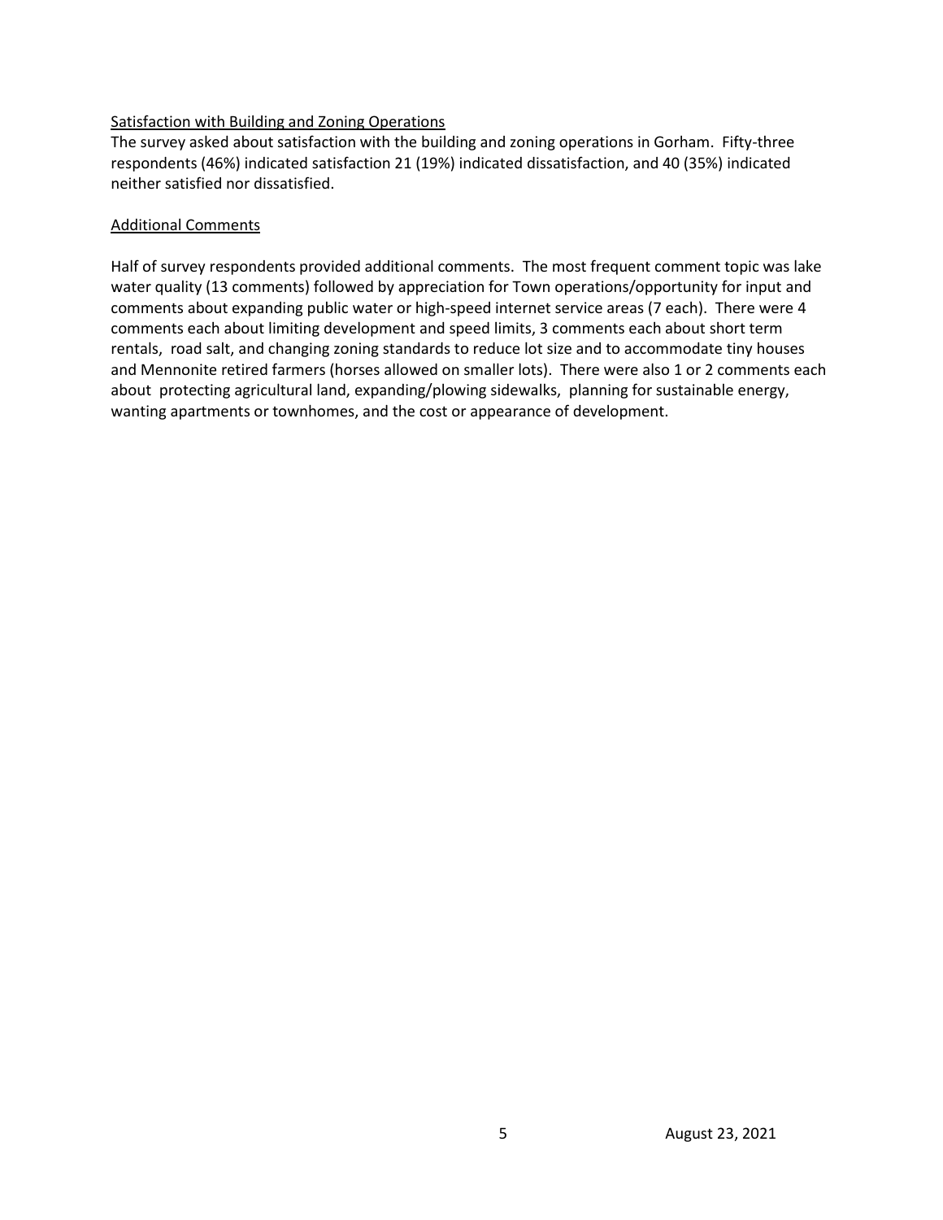Satisfaction with Building and Zoning Operations

The survey asked about satisfaction with the building and zoning operations in Gorham. Fifty-three respondents (46%) indicated satisfaction 21 (19%) indicated dissatisfaction, and 40 (35%) indicated neither satisfied nor dissatisfied.

Additional Comments

Half of survey respondents provided additional comments. The most frequent comment topic was lake water quality (13 comments) followed by appreciation for Town operations/opportunity for input and comments about expanding public water or high-speed internet service areas (7 each). There were 4 comments each about limiting development and speed limits, 3 comments each about short term rentals, road salt, and changing zoning standards to reduce lot size and to accommodate tiny houses and Mennonite retired farmers (horses allowed on smaller lots). There were also 1 or 2 comments each about protecting agricultural land, expanding/plowing sidewalks, planning for sustainable energy, wanting apartments or townhomes, and the cost or appearance of development.